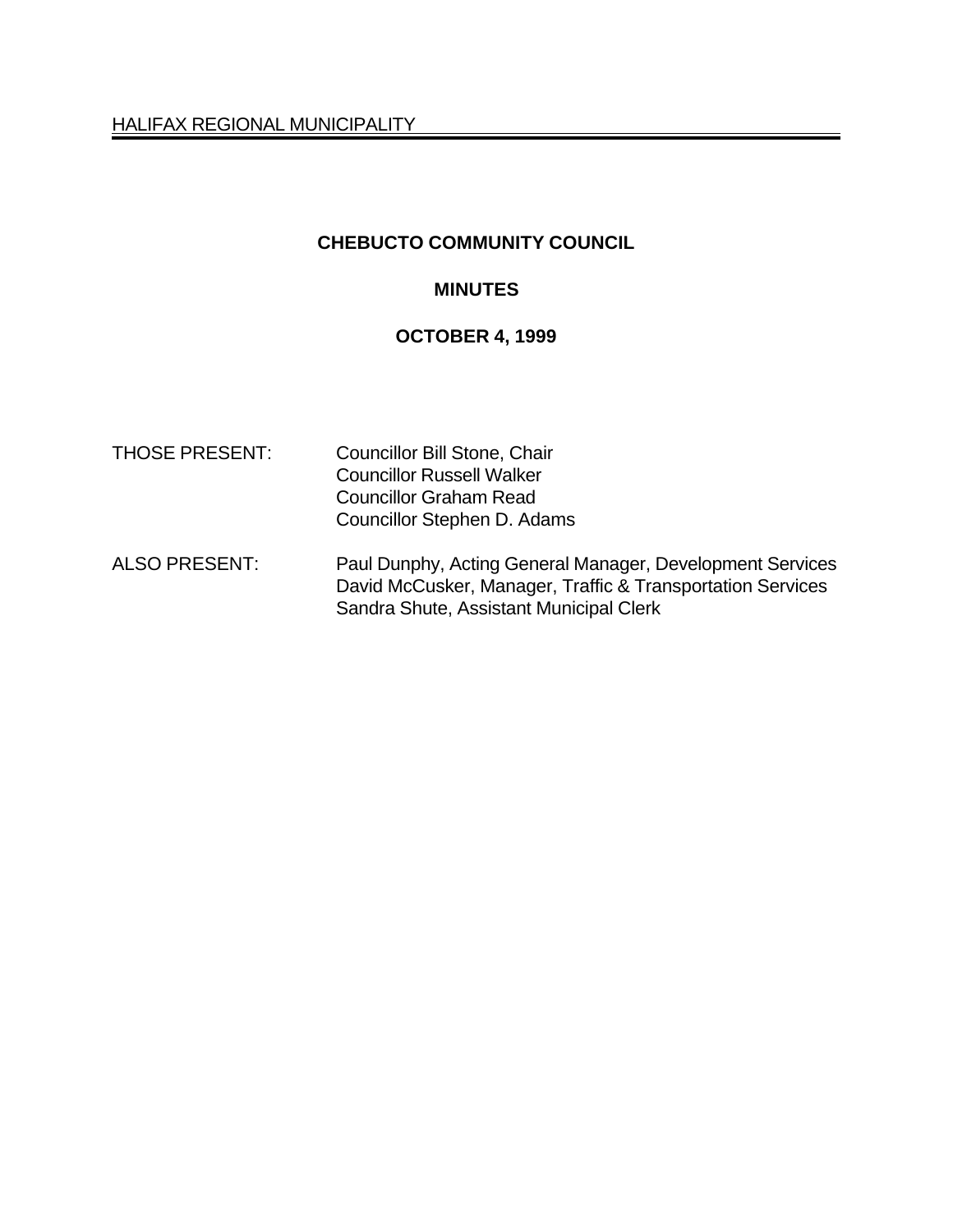HALIFAX REGIONAL MUNICIPALITY

# CHEBUCTO COMMUNITY COUNCIL

## MINUTES

## OCTOBER 4, 1999

| | |
|---|---|
| THOSE PRESENT: | Councillor Bill Stone, Chair<br>Councillor Russell Walker<br>Councillor Graham Read<br>Councillor Stephen D. Adams |
| ALSO PRESENT: | Paul Dunphy, Acting General Manager, Development Services<br>David McCusker, Manager, Traffic & Transportation Services<br>Sandra Shute, Assistant Municipal Clerk |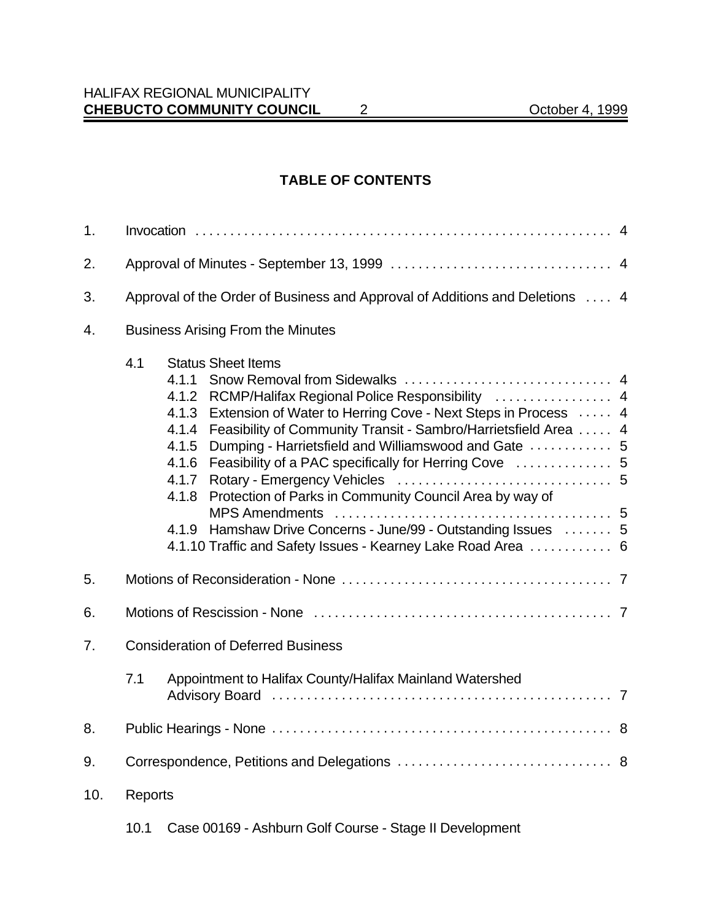## TABLE OF CONTENTS

1. Invocation . . . . . . . . . . . . . . . . . . . . . . . . . . . . . . . . . . . . . . . . . . . . . . . . . . . . . . . . . . . 4

2. Approval of Minutes - September 13, 1999 . . . . . . . . . . . . . . . . . . . . . . . . . . . . . . . 4

3. Approval of the Order of Business and Approval of Additions and Deletions . . . . 4

4. Business Arising From the Minutes

   4.1 Status Sheet Items
   - 4.1.1 Snow Removal from Sidewalks . . . . . . . . . . . . . . . . . . . . . . . . . . . . . 4
   - 4.1.2 RCMP/Halifax Regional Police Responsibility . . . . . . . . . . . . . . . . . 4
   - 4.1.3 Extension of Water to Herring Cove - Next Steps in Process . . . . . 4
   - 4.1.4 Feasibility of Community Transit - Sambro/Harrietsfield Area . . . . . 4
   - 4.1.5 Dumping - Harrietsfield and Williamswood and Gate . . . . . . . . . . . . 5
   - 4.1.6 Feasibility of a PAC specifically for Herring Cove . . . . . . . . . . . . . . 5
   - 4.1.7 Rotary - Emergency Vehicles . . . . . . . . . . . . . . . . . . . . . . . . . . . . . . 5
   - 4.1.8 Protection of Parks in Community Council Area by way of MPS Amendments . . . . . . . . . . . . . . . . . . . . . . . . . . . . . . . . . . . . . . . 5
   - 4.1.9 Hamshaw Drive Concerns - June/99 - Outstanding Issues . . . . . . . 5
   - 4.1.10 Traffic and Safety Issues - Kearney Lake Road Area . . . . . . . . . . . . 6

5. Motions of Reconsideration - None . . . . . . . . . . . . . . . . . . . . . . . . . . . . . . . . . . . . . . 7

6. Motions of Rescission - None . . . . . . . . . . . . . . . . . . . . . . . . . . . . . . . . . . . . . . . . . . 7

7. Consideration of Deferred Business

   7.1 Appointment to Halifax County/Halifax Mainland Watershed Advisory Board . . . . . . . . . . . . . . . . . . . . . . . . . . . . . . . . . . . . . . . . . . . . . . . . . 7

8. Public Hearings - None . . . . . . . . . . . . . . . . . . . . . . . . . . . . . . . . . . . . . . . . . . . . . . . . 8

9. Correspondence, Petitions and Delegations . . . . . . . . . . . . . . . . . . . . . . . . . . . . . . . 8

10. Reports

    10.1 Case 00169 - Ashburn Golf Course - Stage II Development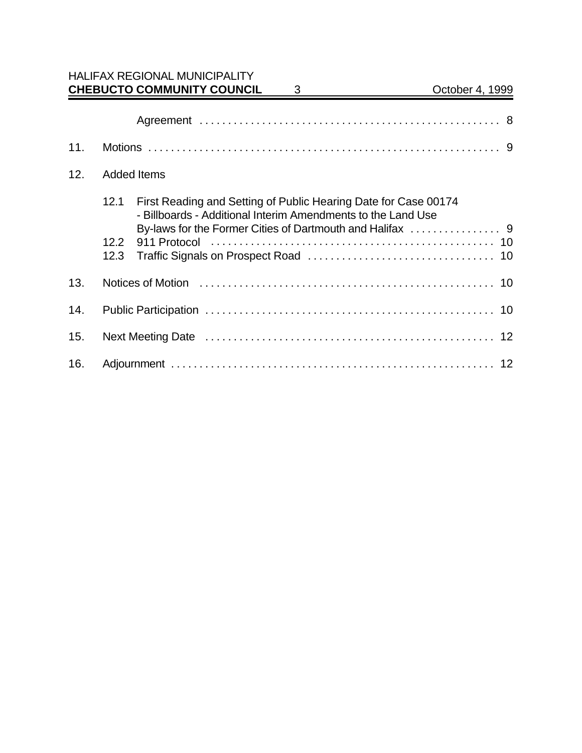Agreement . . . . . . . . . . . . . . . . . . . . . . . . . . . . . . . . . . . . . . . . . . . . . . . . . . . . . 8

11. Motions . . . . . . . . . . . . . . . . . . . . . . . . . . . . . . . . . . . . . . . . . . . . . . . . . . . . . . . . . . . . . . 9

12. Added Items

    12.1 First Reading and Setting of Public Hearing Date for Case 00174 - Billboards - Additional Interim Amendments to the Land Use By-laws for the Former Cities of Dartmouth and Halifax . . . . . . . . . . . . . . . . 9
    12.2 911 Protocol . . . . . . . . . . . . . . . . . . . . . . . . . . . . . . . . . . . . . . . . . . . . . . . . . . . 10
    12.3 Traffic Signals on Prospect Road . . . . . . . . . . . . . . . . . . . . . . . . . . . . . . . . . 10

13. Notices of Motion . . . . . . . . . . . . . . . . . . . . . . . . . . . . . . . . . . . . . . . . . . . . . . . . . . . . 10

14. Public Participation . . . . . . . . . . . . . . . . . . . . . . . . . . . . . . . . . . . . . . . . . . . . . . . . . . . 10

15. Next Meeting Date . . . . . . . . . . . . . . . . . . . . . . . . . . . . . . . . . . . . . . . . . . . . . . . . . . . 12

16. Adjournment . . . . . . . . . . . . . . . . . . . . . . . . . . . . . . . . . . . . . . . . . . . . . . . . . . . . . . . . . 12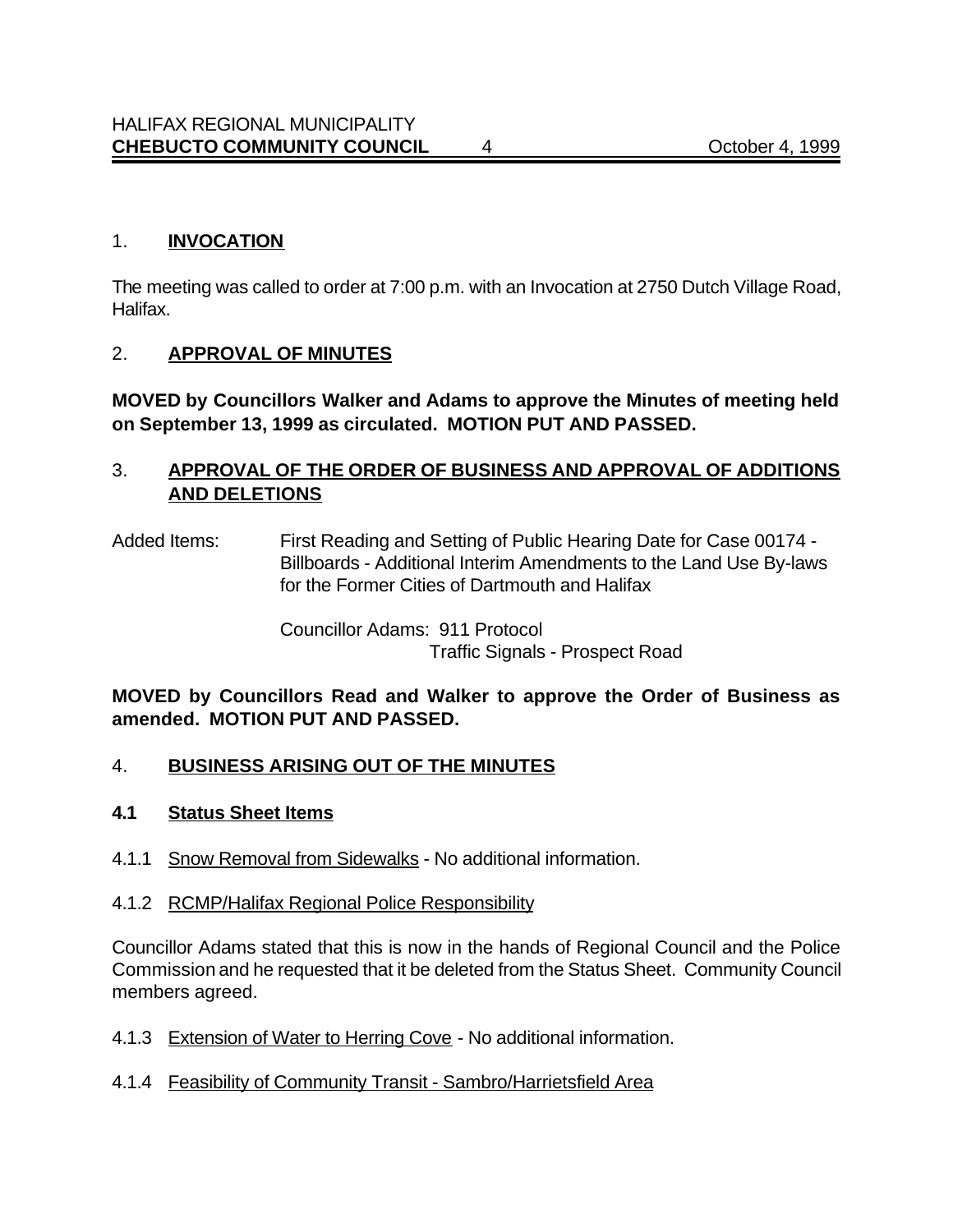1. **INVOCATION**

The meeting was called to order at 7:00 p.m. with an Invocation at 2750 Dutch Village Road, Halifax.

2. **APPROVAL OF MINUTES**

**MOVED by Councillors Walker and Adams to approve the Minutes of meeting held on September 13, 1999 as circulated. MOTION PUT AND PASSED.**

3. **APPROVAL OF THE ORDER OF BUSINESS AND APPROVAL OF ADDITIONS AND DELETIONS**

Added Items: First Reading and Setting of Public Hearing Date for Case 00174 - Billboards - Additional Interim Amendments to the Land Use By-laws for the Former Cities of Dartmouth and Halifax

Councillor Adams: 911 Protocol
Traffic Signals - Prospect Road

**MOVED by Councillors Read and Walker to approve the Order of Business as amended. MOTION PUT AND PASSED.**

4. **BUSINESS ARISING OUT OF THE MINUTES**

**4.1 Status Sheet Items**

4.1.1 Snow Removal from Sidewalks - No additional information.

4.1.2 RCMP/Halifax Regional Police Responsibility

Councillor Adams stated that this is now in the hands of Regional Council and the Police Commission and he requested that it be deleted from the Status Sheet. Community Council members agreed.

4.1.3 Extension of Water to Herring Cove - No additional information.

4.1.4 Feasibility of Community Transit - Sambro/Harrietsfield Area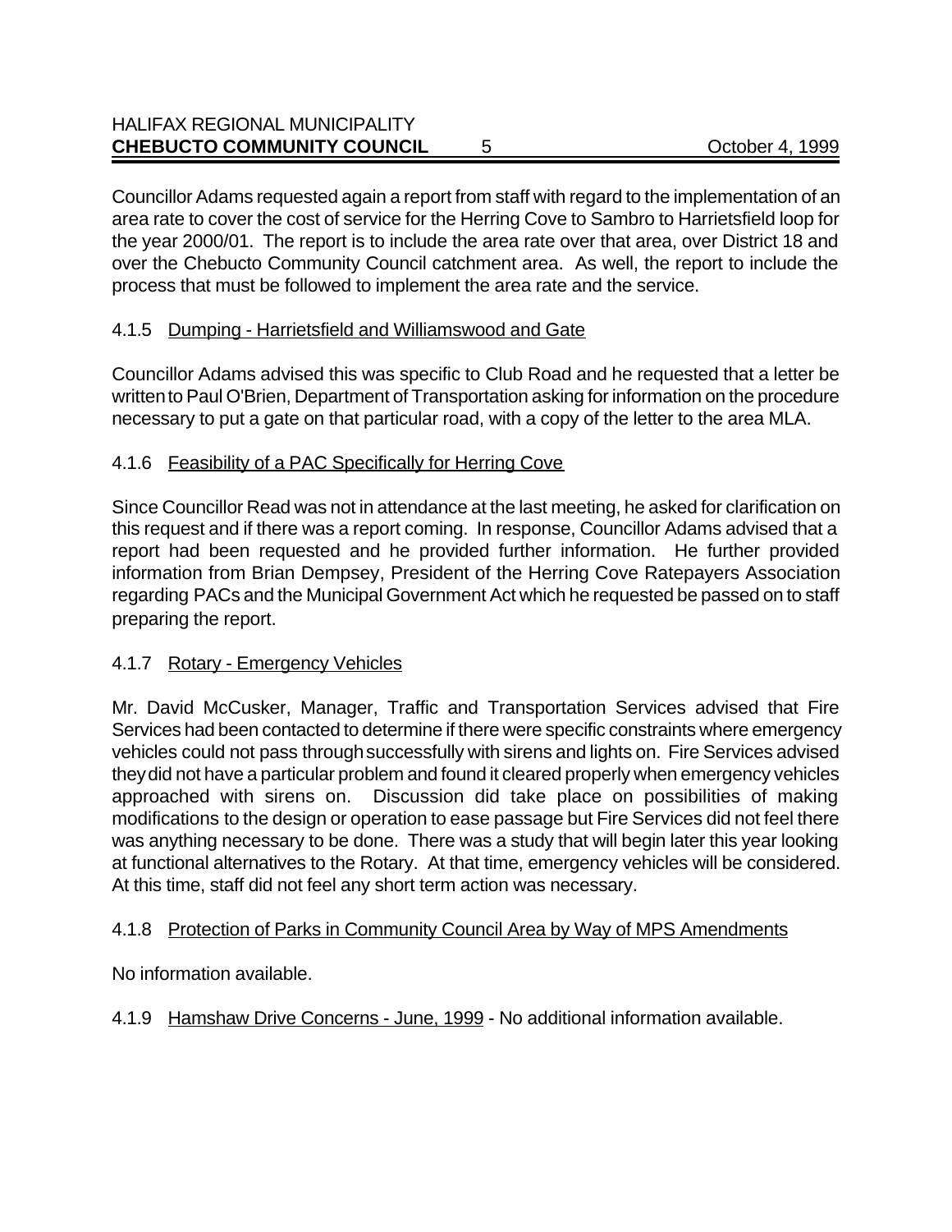Councillor Adams requested again a report from staff with regard to the implementation of an area rate to cover the cost of service for the Herring Cove to Sambro to Harrietsfield loop for the year 2000/01. The report is to include the area rate over that area, over District 18 and over the Chebucto Community Council catchment area. As well, the report to include the process that must be followed to implement the area rate and the service.

4.1.5 Dumping - Harrietsfield and Williamswood and Gate

Councillor Adams advised this was specific to Club Road and he requested that a letter be written to Paul O'Brien, Department of Transportation asking for information on the procedure necessary to put a gate on that particular road, with a copy of the letter to the area MLA.

4.1.6 Feasibility of a PAC Specifically for Herring Cove

Since Councillor Read was not in attendance at the last meeting, he asked for clarification on this request and if there was a report coming. In response, Councillor Adams advised that a report had been requested and he provided further information. He further provided information from Brian Dempsey, President of the Herring Cove Ratepayers Association regarding PACs and the Municipal Government Act which he requested be passed on to staff preparing the report.

4.1.7 Rotary - Emergency Vehicles

Mr. David McCusker, Manager, Traffic and Transportation Services advised that Fire Services had been contacted to determine if there were specific constraints where emergency vehicles could not pass through successfully with sirens and lights on. Fire Services advised they did not have a particular problem and found it cleared properly when emergency vehicles approached with sirens on. Discussion did take place on possibilities of making modifications to the design or operation to ease passage but Fire Services did not feel there was anything necessary to be done. There was a study that will begin later this year looking at functional alternatives to the Rotary. At that time, emergency vehicles will be considered. At this time, staff did not feel any short term action was necessary.

4.1.8 Protection of Parks in Community Council Area by Way of MPS Amendments

No information available.

4.1.9 Hamshaw Drive Concerns - June, 1999 - No additional information available.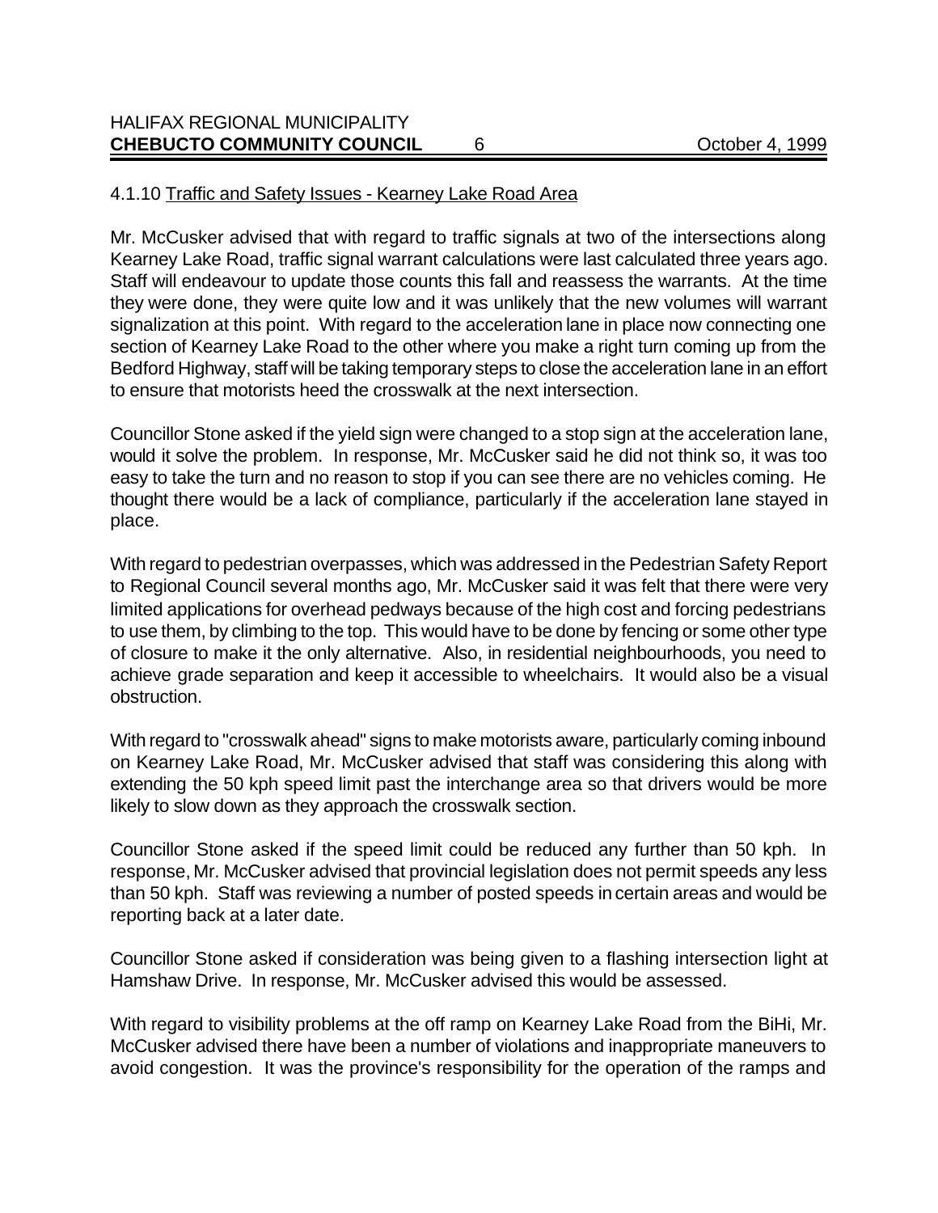4.1.10 Traffic and Safety Issues - Kearney Lake Road Area

Mr. McCusker advised that with regard to traffic signals at two of the intersections along Kearney Lake Road, traffic signal warrant calculations were last calculated three years ago. Staff will endeavour to update those counts this fall and reassess the warrants. At the time they were done, they were quite low and it was unlikely that the new volumes will warrant signalization at this point. With regard to the acceleration lane in place now connecting one section of Kearney Lake Road to the other where you make a right turn coming up from the Bedford Highway, staff will be taking temporary steps to close the acceleration lane in an effort to ensure that motorists heed the crosswalk at the next intersection.

Councillor Stone asked if the yield sign were changed to a stop sign at the acceleration lane, would it solve the problem. In response, Mr. McCusker said he did not think so, it was too easy to take the turn and no reason to stop if you can see there are no vehicles coming. He thought there would be a lack of compliance, particularly if the acceleration lane stayed in place.

With regard to pedestrian overpasses, which was addressed in the Pedestrian Safety Report to Regional Council several months ago, Mr. McCusker said it was felt that there were very limited applications for overhead pedways because of the high cost and forcing pedestrians to use them, by climbing to the top. This would have to be done by fencing or some other type of closure to make it the only alternative. Also, in residential neighbourhoods, you need to achieve grade separation and keep it accessible to wheelchairs. It would also be a visual obstruction.

With regard to "crosswalk ahead" signs to make motorists aware, particularly coming inbound on Kearney Lake Road, Mr. McCusker advised that staff was considering this along with extending the 50 kph speed limit past the interchange area so that drivers would be more likely to slow down as they approach the crosswalk section.

Councillor Stone asked if the speed limit could be reduced any further than 50 kph. In response, Mr. McCusker advised that provincial legislation does not permit speeds any less than 50 kph. Staff was reviewing a number of posted speeds in certain areas and would be reporting back at a later date.

Councillor Stone asked if consideration was being given to a flashing intersection light at Hamshaw Drive. In response, Mr. McCusker advised this would be assessed.

With regard to visibility problems at the off ramp on Kearney Lake Road from the BiHi, Mr. McCusker advised there have been a number of violations and inappropriate maneuvers to avoid congestion. It was the province's responsibility for the operation of the ramps and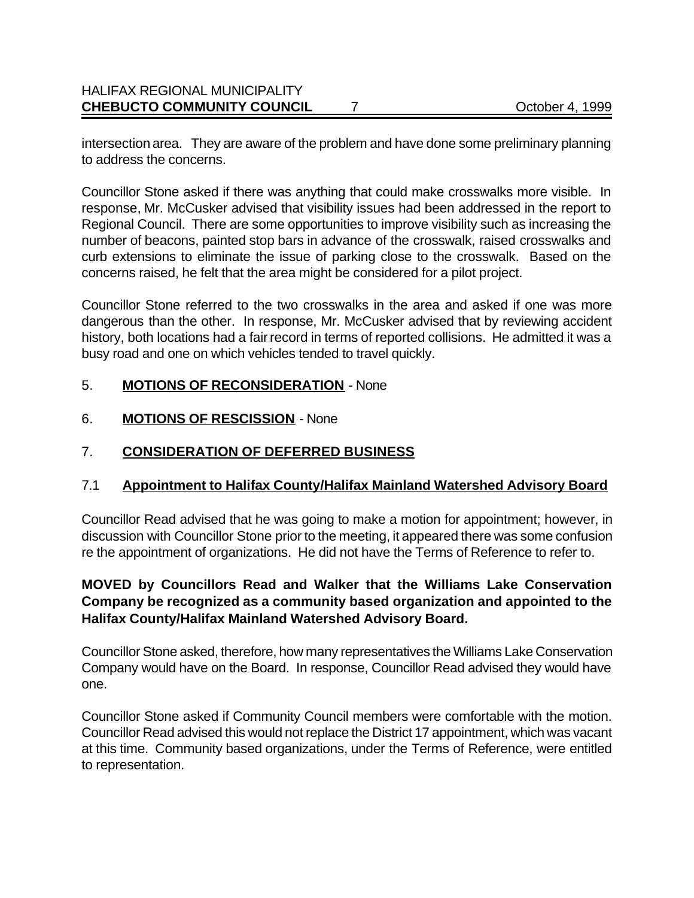intersection area. They are aware of the problem and have done some preliminary planning to address the concerns.

Councillor Stone asked if there was anything that could make crosswalks more visible. In response, Mr. McCusker advised that visibility issues had been addressed in the report to Regional Council. There are some opportunities to improve visibility such as increasing the number of beacons, painted stop bars in advance of the crosswalk, raised crosswalks and curb extensions to eliminate the issue of parking close to the crosswalk. Based on the concerns raised, he felt that the area might be considered for a pilot project.

Councillor Stone referred to the two crosswalks in the area and asked if one was more dangerous than the other. In response, Mr. McCusker advised that by reviewing accident history, both locations had a fair record in terms of reported collisions. He admitted it was a busy road and one on which vehicles tended to travel quickly.

## 5. **MOTIONS OF RECONSIDERATION** - None

## 6. **MOTIONS OF RESCISSION** - None

## 7. **CONSIDERATION OF DEFERRED BUSINESS**

### 7.1 **Appointment to Halifax County/Halifax Mainland Watershed Advisory Board**

Councillor Read advised that he was going to make a motion for appointment; however, in discussion with Councillor Stone prior to the meeting, it appeared there was some confusion re the appointment of organizations. He did not have the Terms of Reference to refer to.

**MOVED by Councillors Read and Walker that the Williams Lake Conservation Company be recognized as a community based organization and appointed to the Halifax County/Halifax Mainland Watershed Advisory Board.**

Councillor Stone asked, therefore, how many representatives the Williams Lake Conservation Company would have on the Board. In response, Councillor Read advised they would have one.

Councillor Stone asked if Community Council members were comfortable with the motion. Councillor Read advised this would not replace the District 17 appointment, which was vacant at this time. Community based organizations, under the Terms of Reference, were entitled to representation.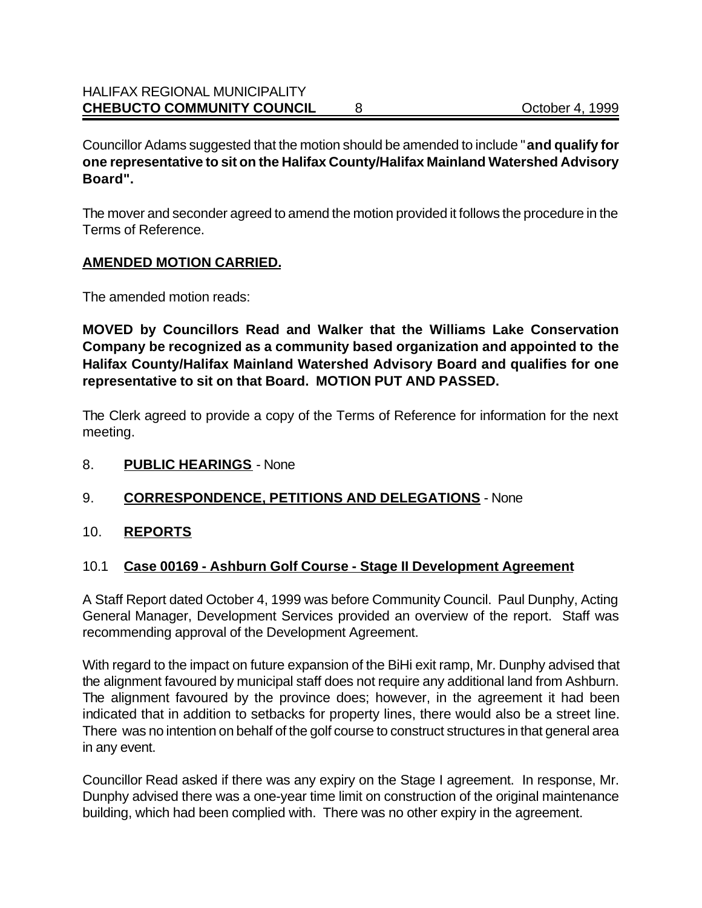Councillor Adams suggested that the motion should be amended to include "**and qualify for one representative to sit on the Halifax County/Halifax Mainland Watershed Advisory Board".**

The mover and seconder agreed to amend the motion provided it follows the procedure in the Terms of Reference.

**AMENDED MOTION CARRIED.**

The amended motion reads:

**MOVED by Councillors Read and Walker that the Williams Lake Conservation Company be recognized as a community based organization and appointed to the Halifax County/Halifax Mainland Watershed Advisory Board and qualifies for one representative to sit on that Board. MOTION PUT AND PASSED.**

The Clerk agreed to provide a copy of the Terms of Reference for information for the next meeting.

8. **PUBLIC HEARINGS** - None

9. **CORRESPONDENCE, PETITIONS AND DELEGATIONS** - None

10. **REPORTS**

10.1 **Case 00169 - Ashburn Golf Course - Stage II Development Agreement**

A Staff Report dated October 4, 1999 was before Community Council. Paul Dunphy, Acting General Manager, Development Services provided an overview of the report. Staff was recommending approval of the Development Agreement.

With regard to the impact on future expansion of the BiHi exit ramp, Mr. Dunphy advised that the alignment favoured by municipal staff does not require any additional land from Ashburn. The alignment favoured by the province does; however, in the agreement it had been indicated that in addition to setbacks for property lines, there would also be a street line. There was no intention on behalf of the golf course to construct structures in that general area in any event.

Councillor Read asked if there was any expiry on the Stage I agreement. In response, Mr. Dunphy advised there was a one-year time limit on construction of the original maintenance building, which had been complied with. There was no other expiry in the agreement.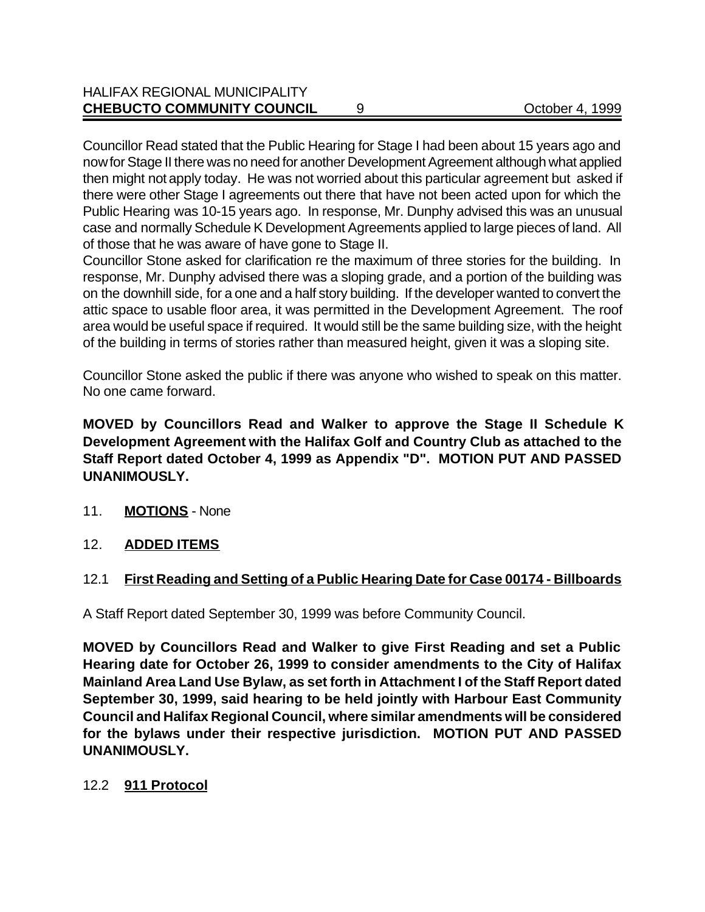Councillor Read stated that the Public Hearing for Stage I had been about 15 years ago and now for Stage II there was no need for another Development Agreement although what applied then might not apply today. He was not worried about this particular agreement but asked if there were other Stage I agreements out there that have not been acted upon for which the Public Hearing was 10-15 years ago. In response, Mr. Dunphy advised this was an unusual case and normally Schedule K Development Agreements applied to large pieces of land. All of those that he was aware of have gone to Stage II.

Councillor Stone asked for clarification re the maximum of three stories for the building. In response, Mr. Dunphy advised there was a sloping grade, and a portion of the building was on the downhill side, for a one and a half story building. If the developer wanted to convert the attic space to usable floor area, it was permitted in the Development Agreement. The roof area would be useful space if required. It would still be the same building size, with the height of the building in terms of stories rather than measured height, given it was a sloping site.

Councillor Stone asked the public if there was anyone who wished to speak on this matter. No one came forward.

**MOVED by Councillors Read and Walker to approve the Stage II Schedule K Development Agreement with the Halifax Golf and Country Club as attached to the Staff Report dated October 4, 1999 as Appendix "D". MOTION PUT AND PASSED UNANIMOUSLY.**

11. **MOTIONS** - None

12. **ADDED ITEMS**

12.1 **First Reading and Setting of a Public Hearing Date for Case 00174 - Billboards**

A Staff Report dated September 30, 1999 was before Community Council.

**MOVED by Councillors Read and Walker to give First Reading and set a Public Hearing date for October 26, 1999 to consider amendments to the City of Halifax Mainland Area Land Use Bylaw, as set forth in Attachment I of the Staff Report dated September 30, 1999, said hearing to be held jointly with Harbour East Community Council and Halifax Regional Council, where similar amendments will be considered for the bylaws under their respective jurisdiction. MOTION PUT AND PASSED UNANIMOUSLY.**

12.2 **911 Protocol**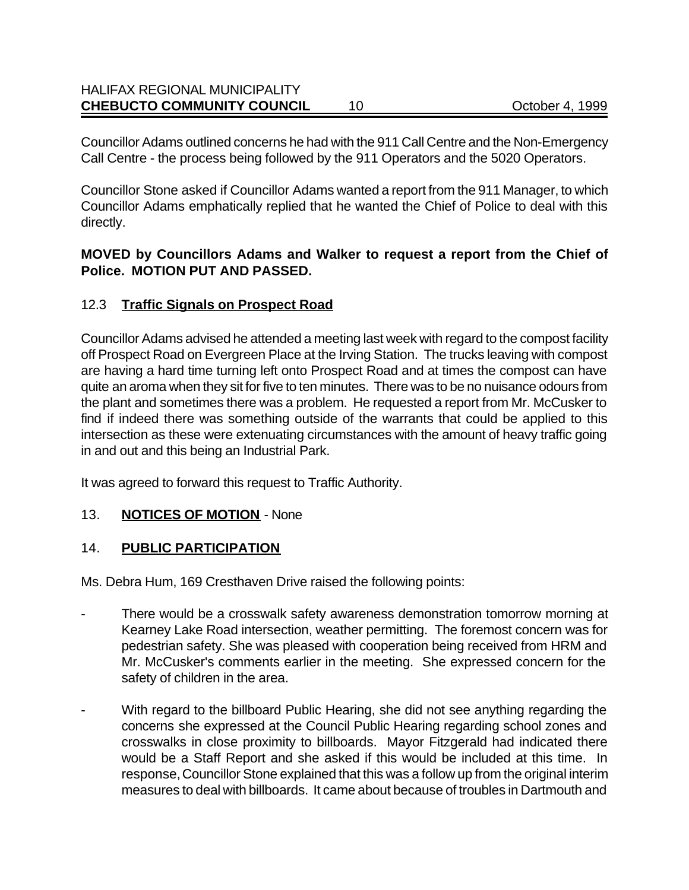Councillor Adams outlined concerns he had with the 911 Call Centre and the Non-Emergency Call Centre - the process being followed by the 911 Operators and the 5020 Operators.

Councillor Stone asked if Councillor Adams wanted a report from the 911 Manager, to which Councillor Adams emphatically replied that he wanted the Chief of Police to deal with this directly.

**MOVED by Councillors Adams and Walker to request a report from the Chief of Police. MOTION PUT AND PASSED.**

### 12.3 Traffic Signals on Prospect Road

Councillor Adams advised he attended a meeting last week with regard to the compost facility off Prospect Road on Evergreen Place at the Irving Station. The trucks leaving with compost are having a hard time turning left onto Prospect Road and at times the compost can have quite an aroma when they sit for five to ten minutes. There was to be no nuisance odours from the plant and sometimes there was a problem. He requested a report from Mr. McCusker to find if indeed there was something outside of the warrants that could be applied to this intersection as these were extenuating circumstances with the amount of heavy traffic going in and out and this being an Industrial Park.

It was agreed to forward this request to Traffic Authority.

## 13. NOTICES OF MOTION - None

## 14. PUBLIC PARTICIPATION

Ms. Debra Hum, 169 Cresthaven Drive raised the following points:

- There would be a crosswalk safety awareness demonstration tomorrow morning at Kearney Lake Road intersection, weather permitting. The foremost concern was for pedestrian safety. She was pleased with cooperation being received from HRM and Mr. McCusker's comments earlier in the meeting. She expressed concern for the safety of children in the area.

- With regard to the billboard Public Hearing, she did not see anything regarding the concerns she expressed at the Council Public Hearing regarding school zones and crosswalks in close proximity to billboards. Mayor Fitzgerald had indicated there would be a Staff Report and she asked if this would be included at this time. In response, Councillor Stone explained that this was a follow up from the original interim measures to deal with billboards. It came about because of troubles in Dartmouth and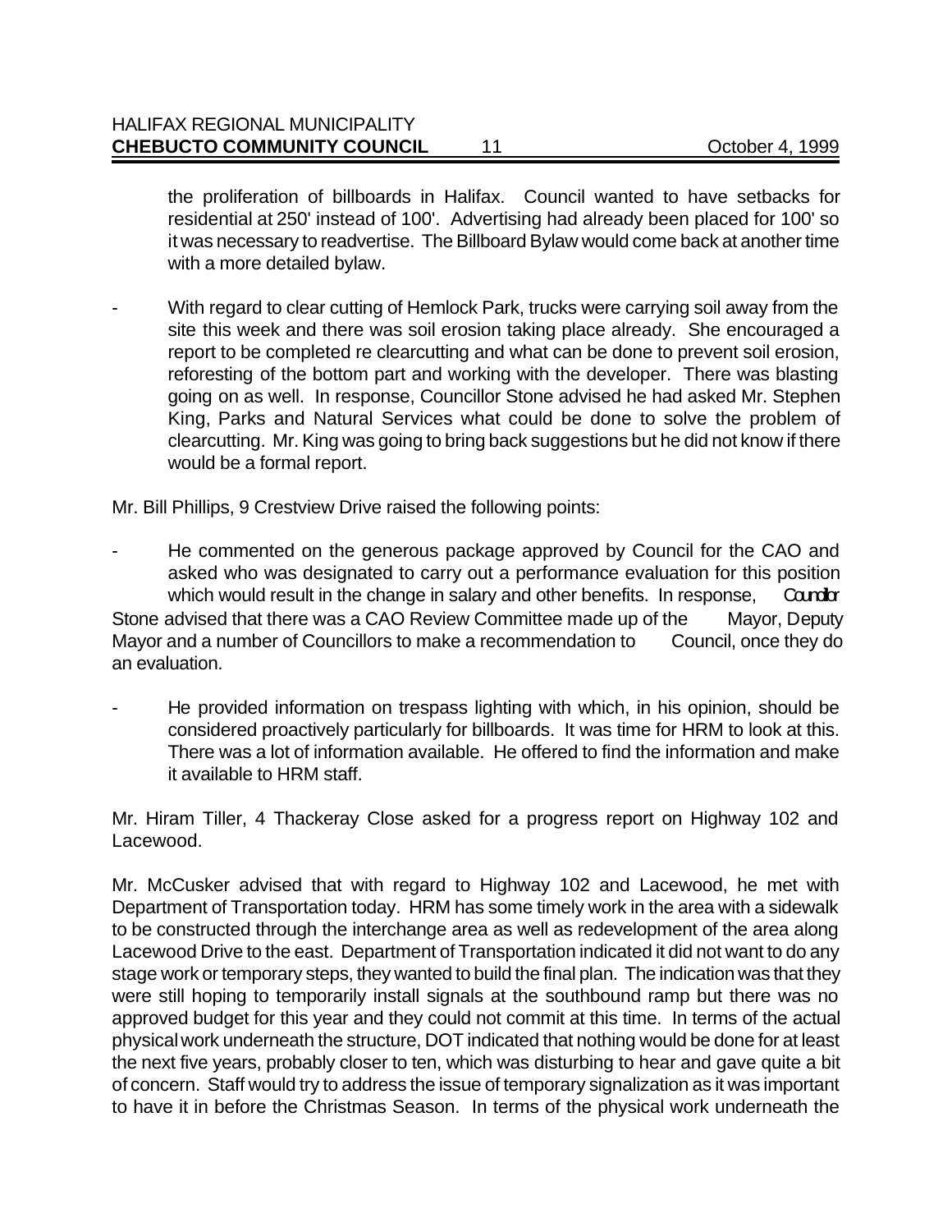the proliferation of billboards in Halifax. Council wanted to have setbacks for residential at 250' instead of 100'. Advertising had already been placed for 100' so it was necessary to readvertise. The Billboard Bylaw would come back at another time with a more detailed bylaw.

- With regard to clear cutting of Hemlock Park, trucks were carrying soil away from the site this week and there was soil erosion taking place already. She encouraged a report to be completed re clearcutting and what can be done to prevent soil erosion, reforesting of the bottom part and working with the developer. There was blasting going on as well. In response, Councillor Stone advised he had asked Mr. Stephen King, Parks and Natural Services what could be done to solve the problem of clearcutting. Mr. King was going to bring back suggestions but he did not know if there would be a formal report.

Mr. Bill Phillips, 9 Crestview Drive raised the following points:

- He commented on the generous package approved by Council for the CAO and asked who was designated to carry out a performance evaluation for this position which would result in the change in salary and other benefits. In response, Councillor Stone advised that there was a CAO Review Committee made up of the Mayor, Deputy Mayor and a number of Councillors to make a recommendation to Council, once they do an evaluation.

- He provided information on trespass lighting with which, in his opinion, should be considered proactively particularly for billboards. It was time for HRM to look at this. There was a lot of information available. He offered to find the information and make it available to HRM staff.

Mr. Hiram Tiller, 4 Thackeray Close asked for a progress report on Highway 102 and Lacewood.

Mr. McCusker advised that with regard to Highway 102 and Lacewood, he met with Department of Transportation today. HRM has some timely work in the area with a sidewalk to be constructed through the interchange area as well as redevelopment of the area along Lacewood Drive to the east. Department of Transportation indicated it did not want to do any stage work or temporary steps, they wanted to build the final plan. The indication was that they were still hoping to temporarily install signals at the southbound ramp but there was no approved budget for this year and they could not commit at this time. In terms of the actual physical work underneath the structure, DOT indicated that nothing would be done for at least the next five years, probably closer to ten, which was disturbing to hear and gave quite a bit of concern. Staff would try to address the issue of temporary signalization as it was important to have it in before the Christmas Season. In terms of the physical work underneath the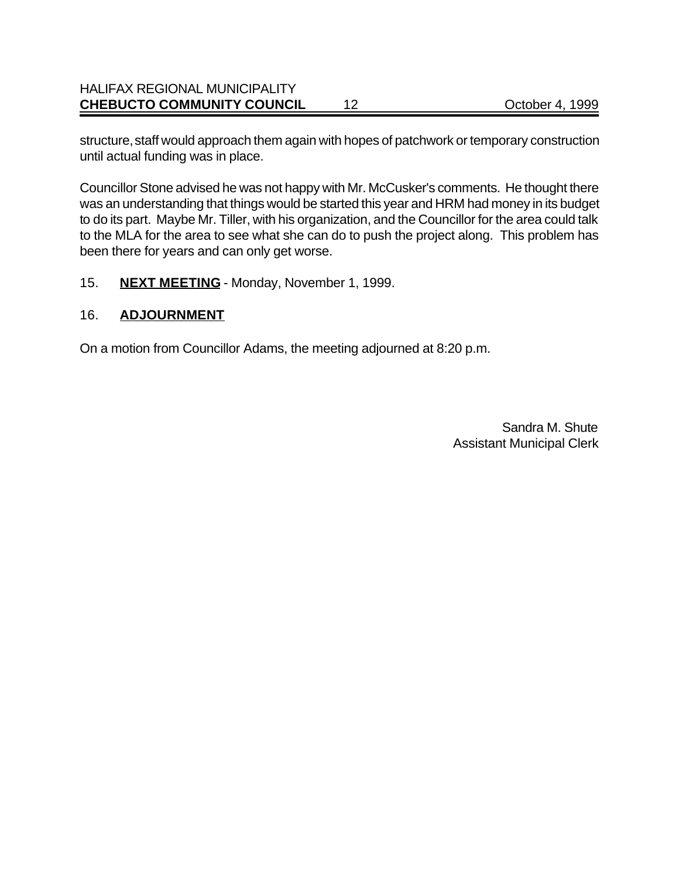structure, staff would approach them again with hopes of patchwork or temporary construction until actual funding was in place.

Councillor Stone advised he was not happy with Mr. McCusker's comments. He thought there was an understanding that things would be started this year and HRM had money in its budget to do its part. Maybe Mr. Tiller, with his organization, and the Councillor for the area could talk to the MLA for the area to see what she can do to push the project along. This problem has been there for years and can only get worse.

15. **NEXT MEETING** - Monday, November 1, 1999.

16. **ADJOURNMENT**

On a motion from Councillor Adams, the meeting adjourned at 8:20 p.m.

Sandra M. Shute
Assistant Municipal Clerk